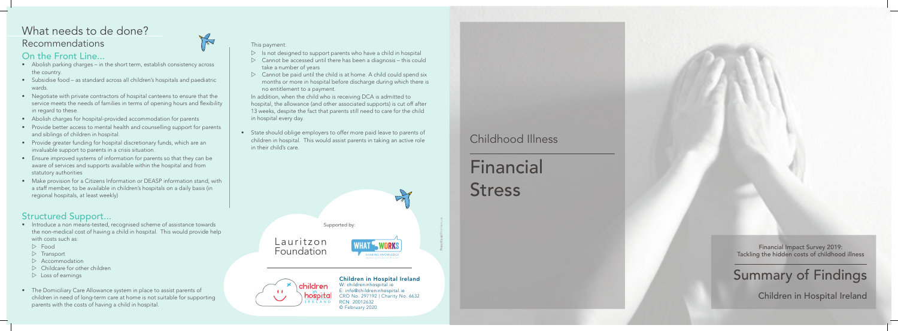## What needs to de done?

### Recommendations

### On the Front Line...

- Abolish parking charges – in the short term, establish consistency across the country.
- Subsidise food – as standard across all children's hospitals and paediatric wards.
- Negotiate with private contractors of hospital canteens to ensure that the service meets the needs of families in terms of opening hours and flexibility in regard to these.
- Abolish charges for hospital-provided accommodation for parents
- Provide better access to mental health and counselling support for parents and siblings of children in hospital.
- Provide greater funding for hospital discretionary funds, which are an invaluable support to parents in a crisis situation.
- Ensure improved systems of information for parents so that they can be aware of services and supports available within the hospital and from statutory authorities
- Make provision for a Citizens Information or DEASP information stand, with a staff member, to be available in children's hospitals on a daily basis (in regional hospitals, at least weekly)

### Structured Support...

- Introduce a non means-tested, recognised scheme of assistance towards the non-medical cost of having a child in hospital. This would provide help with costs such as:
  - Food
  - Transport
  - Accommodation
  - Childcare for other children
  - Loss of earnings
- The Domiciliary Care Allowance system in place to assist parents of children in need of long-term care at home is not suitable for supporting parents with the costs of having a child in hospital.

This payment:

- Is not designed to support parents who have a child in hospital
- Cannot be accessed until there has been a diagnosis – this could take a number of years
- Cannot be paid until the child is at home. A child could spend six months or more in hospital before discharge during which there is no entitlement to a payment.

In addition, when the child who is receiving DCA is admitted to hospital, the allowance (and other associated supports) is cut off after 13 weeks, despite the fact that parents still need to care for the child in hospital every day.

- State should oblige employers to offer more paid leave to parents of children in hospital. This would assist parents in taking an active role in their child's care.

Supported by:

Lauritzon Foundation

WHAT WORKS

**Children in Hospital Ireland**
W: childreninhospital.ie
E: info@childreninhospital.ie
CRO No. 297192 | Charity No. 6632
RCN: 20012632
© February 2020

# Childhood Illness

# Financial Stress

Financial Impact Survey 2019:
Tackling the hidden costs of childhood illness

## Summary of Findings

Children in Hospital Ireland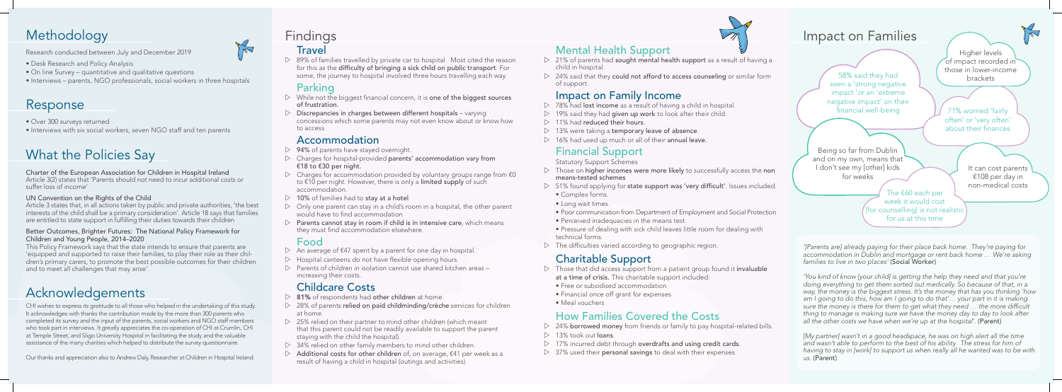# Methodology

Research conducted between July and December 2019

- Desk Research and Policy Analysis
- On line Survey – quantitative and qualitative questions
- Interviews – parents, NGO professionals, social workers in three hospitals

# Response

- Over 300 surveys returned
- Interviews with six social workers, seven NGO staff and ten parents

# What the Policies Say

**Charter of the European Association for Children in Hospital Ireland**
Article 3(2) states that 'Parents should not need to incur additional costs or suffer loss of income'

**UN Convention on the Rights of the Child**
Article 3 states that, in all actions taken by public and private authorities, 'the best interests of the child shall be a primary consideration'. Article 18 says that families are entitled to state support in fulfilling their duties towards their children

**Better Outcomes, Brighter Futures: The National Policy Framework for Children and Young People, 2014–2020**
This Policy Framework says that the state intends to ensure that parents are 'equipped and supported to raise their families, to play their role as their children's primary carers, to promote the best possible outcomes for their children and to meet all challenges that may arise'.

# Acknowledgements

CHI wishes to express its gratitude to all those who helped in the undertaking of this study. It acknowledges with thanks the contribution made by the more than 300 parents who completed its survey and the input of the parents, social workers and NGO staff members who took part in interviews. It greatly appreciates the co-operation of CHI at Crumlin, CHI at Temple Street, and Sligo University Hospital in facilitating the study and the valuable assistance of the many charities which helped to distribute the survey questionnaire.

Our thanks and appreciation also to Andrew Daly, Researcher at Children in Hospital Ireland.

# Findings

## Travel

- 89% of families travelled by private car to hospital. Most cited the reason for this as the **difficulty of bringing a sick child on public transport**. For some, the journey to hospital involved three hours travelling each way.

## Parking

- While not the biggest financial concern, it is **one of the biggest sources of frustration.**
- **Discrepancies in charges between different hospitals** – varying concessions which some parents may not even know about or know how to access.

## Accommodation

- **94%** of parents have stayed overnight.
- Charges for hospital-provided **parents' accommodation vary from €18 to €30 per night.**
- Charges for accommodation provided by voluntary groups range from €0 to €10 per night. However, there is only a **limited supply** of such accommodation.
- **10%** of families had to **stay at a hotel**.
- Only one parent can stay in a child's room in a hospital, the other parent would have to find accommodation
- **Parents cannot stay in room if child is in intensive care**, which means they must find accommodation elsewhere.

## Food

- An average of €47 spent by a parent for one day in hospital.
- Hospital canteens do not have flexible opening hours.
- Parents of children in isolation cannot use shared kitchen areas – increasing their costs.

## Childcare Costs

- **81%** of respondents had **other children** at home.
- 28% of parents **relied on paid childminding/crèche** services for children at home.
- 25% relied on their partner to mind other children (which meant that this parent could not be readily available to support the parent staying with the child in the hospital).
- 34% relied on other family members to mind other children.
- **Additional costs for other children** of, on average, €41 per week as a result of having a child in hospital (outings and activities).

## Mental Health Support

- 21% of parents had **sought mental health support** as a result of having a child in hospital.
- 24% said that they **could not afford to access counseling** or similar form of support.

## Impact on Family Income

- 78% had **lost income** as a result of having a child in hospital.
- 19% said they had **given up work** to look after their child.
- 11% had **reduced their hours**.
- 13% were taking a **temporary leave of absence**.
- 16% had used up much or all of their **annual leave.**

## Financial Support

Statutory Support Schemes

- Those on **higher incomes were more likely** to successfully access the **non means-tested schemes**
- 51% found applying for **state support was 'very difficult'**. Issues included:
  - Complex forms.
  - Long wait times.
  - Poor communication from Department of Employment and Social Protection
  - Perceived inadequacies in the means test.
  - Pressure of dealing with sick child leaves little room for dealing with technical forms.
- The difficulties varied according to geographic region.

## Charitable Support

- Those that did access support from a patient group found it **invaluable at a time of crisis.** This charitable support included:
  - Free or subsidised accommodation
  - Financial once off grant for expenses
  - Meal vouchers

## How Families Covered the Costs

- 24% **borrowed money** from friends or family to pay hospital-related bills.
- 13% took out **loans**.
- 17% incurred debt through **overdrafts and using credit cards.**
- 37% used their **personal savings** to deal with their expenses.

# Impact on Families

58% said they had seen a 'strong negative impact' or an 'extreme negative impact' on their financial well-being

Higher levels of impact recorded in those in lower-income brackets

71% worried 'fairly often' or 'very often' about their finances

Being so far from Dublin and on my own, means that I don't see my [other] kids for weeks

It can cost parents €108 per day in non-medical costs

The €60 each per week it would cost [for counselling] is not realistic for us at this time

*'[Parents are] already paying for their place back home. They're paying for accommodation in Dublin and mortgage or rent back home … We're asking families to live in two places'* (Social Worker)

*'You kind of know [your child] is getting the help they need and that you're doing everything to get them sorted out medically. So because of that, in a way, the money is the biggest stress. It's the money that has you thinking 'how am I going to do this, how am I going to do that'… your part in it is making sure the money is there for them to get what they need … the more difficult thing to manage is making sure we have the money day to day to look after all the other costs we have when we're up at the hospital'.* (Parent)

*[My partner] wasn't in a good headspace; he was on high alert all the time and wasn't able to perform to the best of his ability. The stress for him of having to stay in [work] to support us when really all he wanted was to be with us.* (Parent)